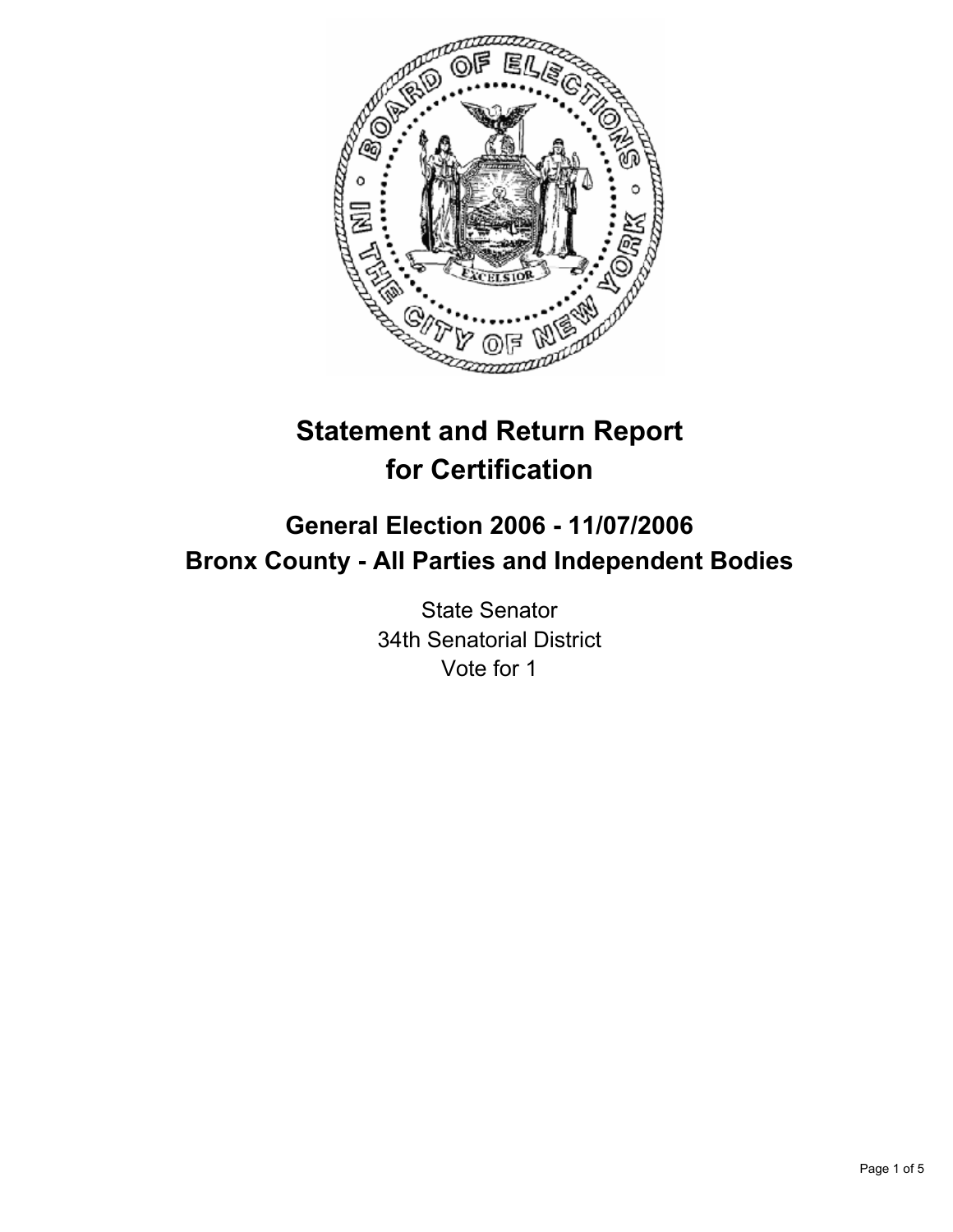# Statement and Return Report for Certification

## General Election 2006 - 11/07/2006
## Bronx County - All Parties and Independent Bodies

State Senator
34th Senatorial District
Vote for 1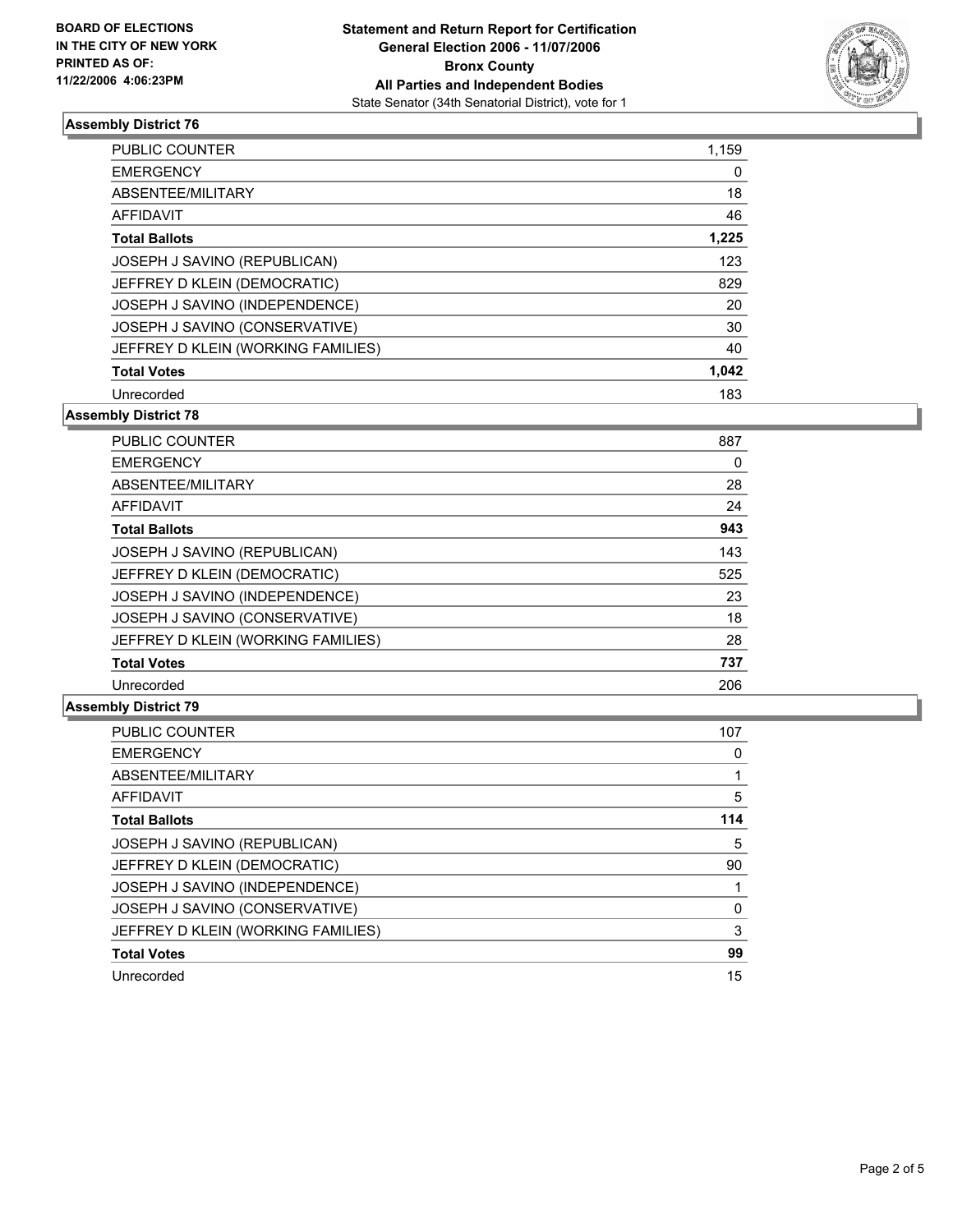**BOARD OF ELECTIONS IN THE CITY OF NEW YORK PRINTED AS OF: 11/22/2006 4:06:23PM**

**Statement and Return Report for Certification General Election 2006 - 11/07/2006 Bronx County All Parties and Independent Bodies**
State Senator (34th Senatorial District), vote for 1

## Assembly District 76

| | |
|---|---|
| PUBLIC COUNTER | 1,159 |
| EMERGENCY | 0 |
| ABSENTEE/MILITARY | 18 |
| AFFIDAVIT | 46 |
| **Total Ballots** | **1,225** |
| JOSEPH J SAVINO (REPUBLICAN) | 123 |
| JEFFREY D KLEIN (DEMOCRATIC) | 829 |
| JOSEPH J SAVINO (INDEPENDENCE) | 20 |
| JOSEPH J SAVINO (CONSERVATIVE) | 30 |
| JEFFREY D KLEIN (WORKING FAMILIES) | 40 |
| **Total Votes** | **1,042** |
| Unrecorded | 183 |

## Assembly District 78

| | |
|---|---|
| PUBLIC COUNTER | 887 |
| EMERGENCY | 0 |
| ABSENTEE/MILITARY | 28 |
| AFFIDAVIT | 24 |
| **Total Ballots** | **943** |
| JOSEPH J SAVINO (REPUBLICAN) | 143 |
| JEFFREY D KLEIN (DEMOCRATIC) | 525 |
| JOSEPH J SAVINO (INDEPENDENCE) | 23 |
| JOSEPH J SAVINO (CONSERVATIVE) | 18 |
| JEFFREY D KLEIN (WORKING FAMILIES) | 28 |
| **Total Votes** | **737** |
| Unrecorded | 206 |

## Assembly District 79

| | |
|---|---|
| PUBLIC COUNTER | 107 |
| EMERGENCY | 0 |
| ABSENTEE/MILITARY | 1 |
| AFFIDAVIT | 5 |
| **Total Ballots** | **114** |
| JOSEPH J SAVINO (REPUBLICAN) | 5 |
| JEFFREY D KLEIN (DEMOCRATIC) | 90 |
| JOSEPH J SAVINO (INDEPENDENCE) | 1 |
| JOSEPH J SAVINO (CONSERVATIVE) | 0 |
| JEFFREY D KLEIN (WORKING FAMILIES) | 3 |
| **Total Votes** | **99** |
| Unrecorded | 15 |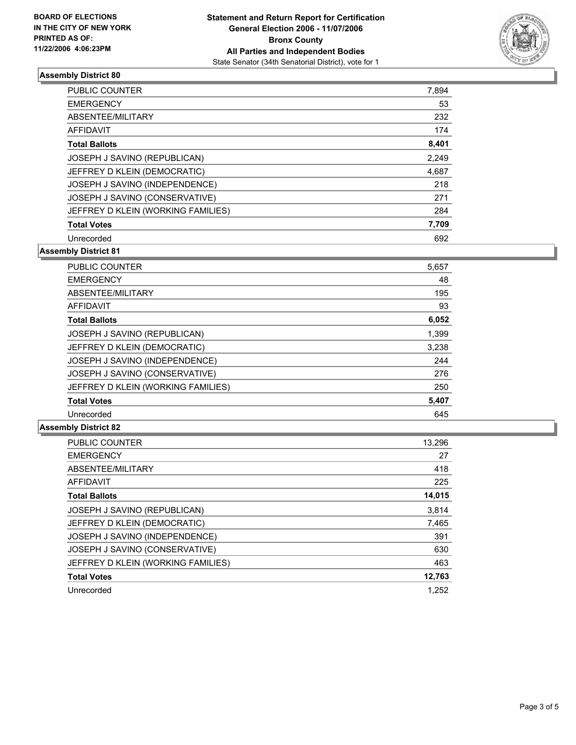**BOARD OF ELECTIONS IN THE CITY OF NEW YORK PRINTED AS OF: 11/22/2006 4:06:23PM**

**Statement and Return Report for Certification**
**General Election 2006 - 11/07/2006**
**Bronx County**
**All Parties and Independent Bodies**
State Senator (34th Senatorial District), vote for 1

### Assembly District 80

| | |
|---|---|
| PUBLIC COUNTER | 7,894 |
| EMERGENCY | 53 |
| ABSENTEE/MILITARY | 232 |
| AFFIDAVIT | 174 |
| **Total Ballots** | **8,401** |
| JOSEPH J SAVINO (REPUBLICAN) | 2,249 |
| JEFFREY D KLEIN (DEMOCRATIC) | 4,687 |
| JOSEPH J SAVINO (INDEPENDENCE) | 218 |
| JOSEPH J SAVINO (CONSERVATIVE) | 271 |
| JEFFREY D KLEIN (WORKING FAMILIES) | 284 |
| **Total Votes** | **7,709** |
| Unrecorded | 692 |

### Assembly District 81

| | |
|---|---|
| PUBLIC COUNTER | 5,657 |
| EMERGENCY | 48 |
| ABSENTEE/MILITARY | 195 |
| AFFIDAVIT | 93 |
| **Total Ballots** | **6,052** |
| JOSEPH J SAVINO (REPUBLICAN) | 1,399 |
| JEFFREY D KLEIN (DEMOCRATIC) | 3,238 |
| JOSEPH J SAVINO (INDEPENDENCE) | 244 |
| JOSEPH J SAVINO (CONSERVATIVE) | 276 |
| JEFFREY D KLEIN (WORKING FAMILIES) | 250 |
| **Total Votes** | **5,407** |
| Unrecorded | 645 |

### Assembly District 82

| | |
|---|---|
| PUBLIC COUNTER | 13,296 |
| EMERGENCY | 27 |
| ABSENTEE/MILITARY | 418 |
| AFFIDAVIT | 225 |
| **Total Ballots** | **14,015** |
| JOSEPH J SAVINO (REPUBLICAN) | 3,814 |
| JEFFREY D KLEIN (DEMOCRATIC) | 7,465 |
| JOSEPH J SAVINO (INDEPENDENCE) | 391 |
| JOSEPH J SAVINO (CONSERVATIVE) | 630 |
| JEFFREY D KLEIN (WORKING FAMILIES) | 463 |
| **Total Votes** | **12,763** |
| Unrecorded | 1,252 |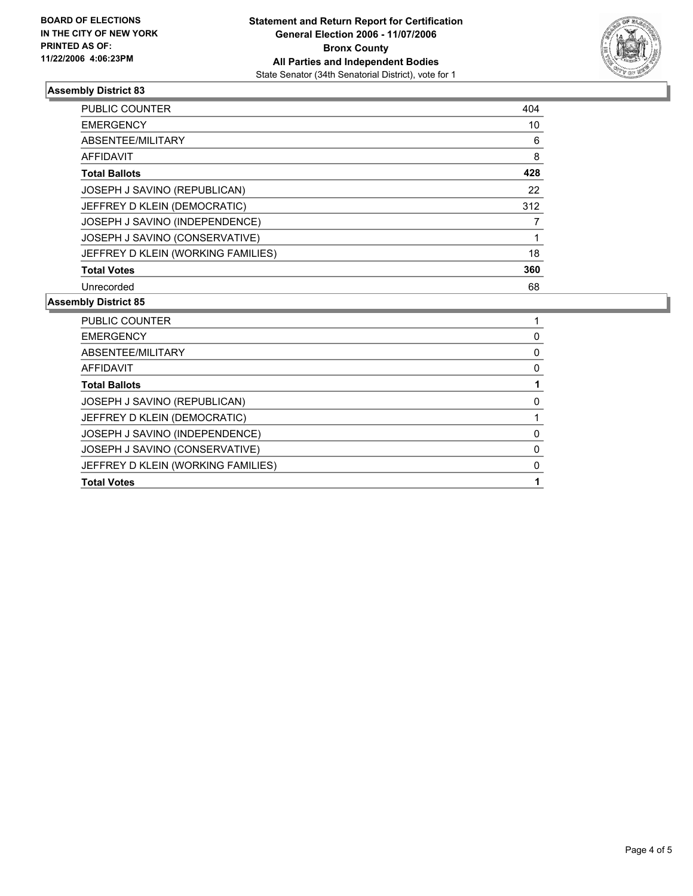**BOARD OF ELECTIONS IN THE CITY OF NEW YORK PRINTED AS OF: 11/22/2006 4:06:23PM**

**Statement and Return Report for Certification**
**General Election 2006 - 11/07/2006**
**Bronx County**
**All Parties and Independent Bodies**
State Senator (34th Senatorial District), vote for 1

## Assembly District 83

| | |
|---|---|
| PUBLIC COUNTER | 404 |
| EMERGENCY | 10 |
| ABSENTEE/MILITARY | 6 |
| AFFIDAVIT | 8 |
| **Total Ballots** | **428** |
| JOSEPH J SAVINO (REPUBLICAN) | 22 |
| JEFFREY D KLEIN (DEMOCRATIC) | 312 |
| JOSEPH J SAVINO (INDEPENDENCE) | 7 |
| JOSEPH J SAVINO (CONSERVATIVE) | 1 |
| JEFFREY D KLEIN (WORKING FAMILIES) | 18 |
| **Total Votes** | **360** |
| Unrecorded | 68 |

## Assembly District 85

| | |
|---|---|
| PUBLIC COUNTER | 1 |
| EMERGENCY | 0 |
| ABSENTEE/MILITARY | 0 |
| AFFIDAVIT | 0 |
| **Total Ballots** | **1** |
| JOSEPH J SAVINO (REPUBLICAN) | 0 |
| JEFFREY D KLEIN (DEMOCRATIC) | 1 |
| JOSEPH J SAVINO (INDEPENDENCE) | 0 |
| JOSEPH J SAVINO (CONSERVATIVE) | 0 |
| JEFFREY D KLEIN (WORKING FAMILIES) | 0 |
| **Total Votes** | **1** |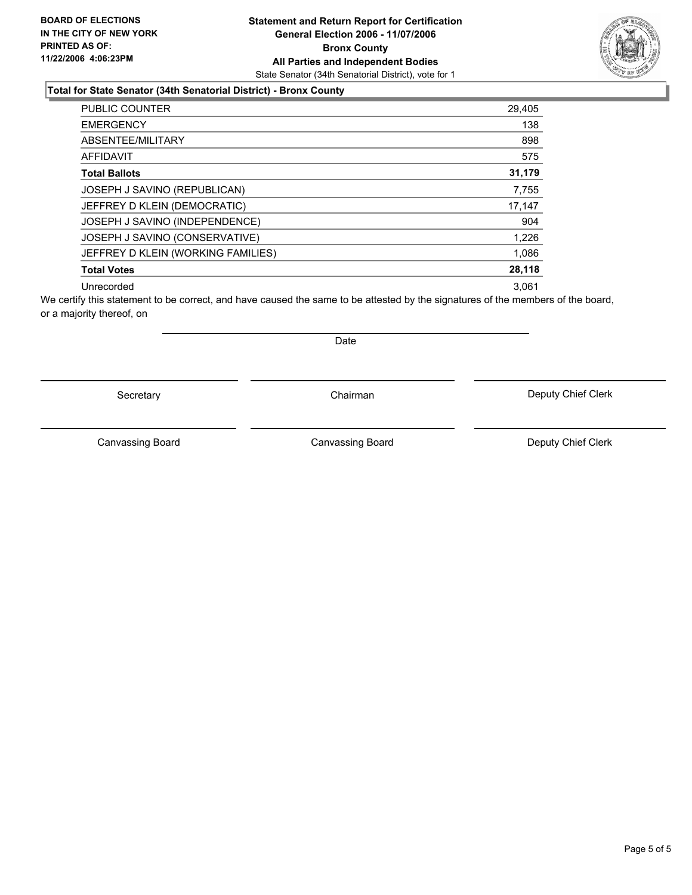**BOARD OF ELECTIONS IN THE CITY OF NEW YORK PRINTED AS OF: 11/22/2006 4:06:23PM**

**Statement and Return Report for Certification**
**General Election 2006 - 11/07/2006**
**Bronx County**
**All Parties and Independent Bodies**
State Senator (34th Senatorial District), vote for 1

### Total for State Senator (34th Senatorial District) - Bronx County

| | |
|---|---|
| PUBLIC COUNTER | 29,405 |
| EMERGENCY | 138 |
| ABSENTEE/MILITARY | 898 |
| AFFIDAVIT | 575 |
| **Total Ballots** | **31,179** |
| JOSEPH J SAVINO (REPUBLICAN) | 7,755 |
| JEFFREY D KLEIN (DEMOCRATIC) | 17,147 |
| JOSEPH J SAVINO (INDEPENDENCE) | 904 |
| JOSEPH J SAVINO (CONSERVATIVE) | 1,226 |
| JEFFREY D KLEIN (WORKING FAMILIES) | 1,086 |
| **Total Votes** | **28,118** |
| Unrecorded | 3,061 |

We certify this statement to be correct, and have caused the same to be attested by the signatures of the members of the board, or a majority thereof, on

Date

Secretary | Chairman | Deputy Chief Clerk

Canvassing Board | Canvassing Board | Deputy Chief Clerk